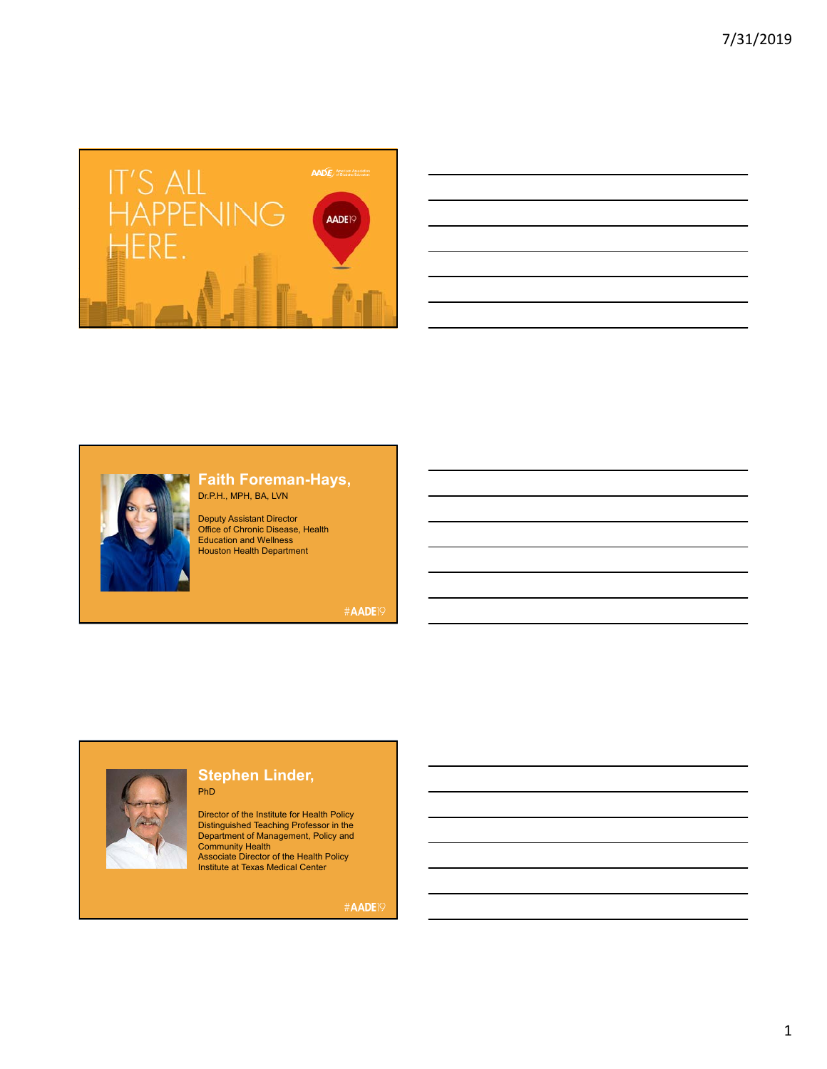IT'S ALL HAPPENING HERE.

AADE19

## Faith Foreman-Hays,

Dr.P.H., MPH, BA, LVN

Deputy Assistant Director
Office of Chronic Disease, Health Education and Wellness
Houston Health Department

#AADE19

## Stephen Linder,

PhD

Director of the Institute for Health Policy
Distinguished Teaching Professor in the Department of Management, Policy and Community Health
Associate Director of the Health Policy Institute at Texas Medical Center

#AADE19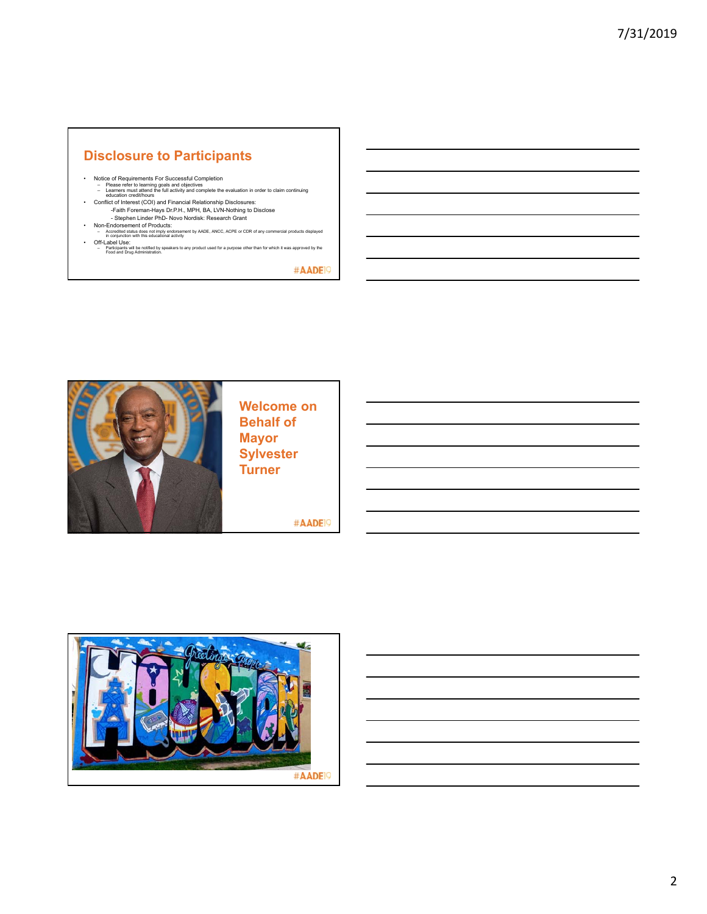## Disclosure to Participants

- Notice of Requirements For Successful Completion
  - Please refer to learning goals and objectives
  - Learners must attend the full activity and complete the evaluation in order to claim continuing education credit/hours
- Conflict of Interest (COI) and Financial Relationship Disclosures:
  - -Faith Foreman-Hays Dr.P.H., MPH, BA, LVN-Nothing to Disclose
  - - Stephen Linder PhD- Novo Nordisk: Research Grant
- Non-Endorsement of Products:
  - Accredited status does not imply endorsement by AADE, ANCC, ACPE or CDR of any commercial products displayed in conjunction with this educational activity
- Off-Label Use:
  - Participants will be notified by speakers to any product used for a purpose other than for which it was approved by the Food and Drug Administration.

#AADE19

## Welcome on Behalf of Mayor Sylvester Turner

#AADE19

#AADE19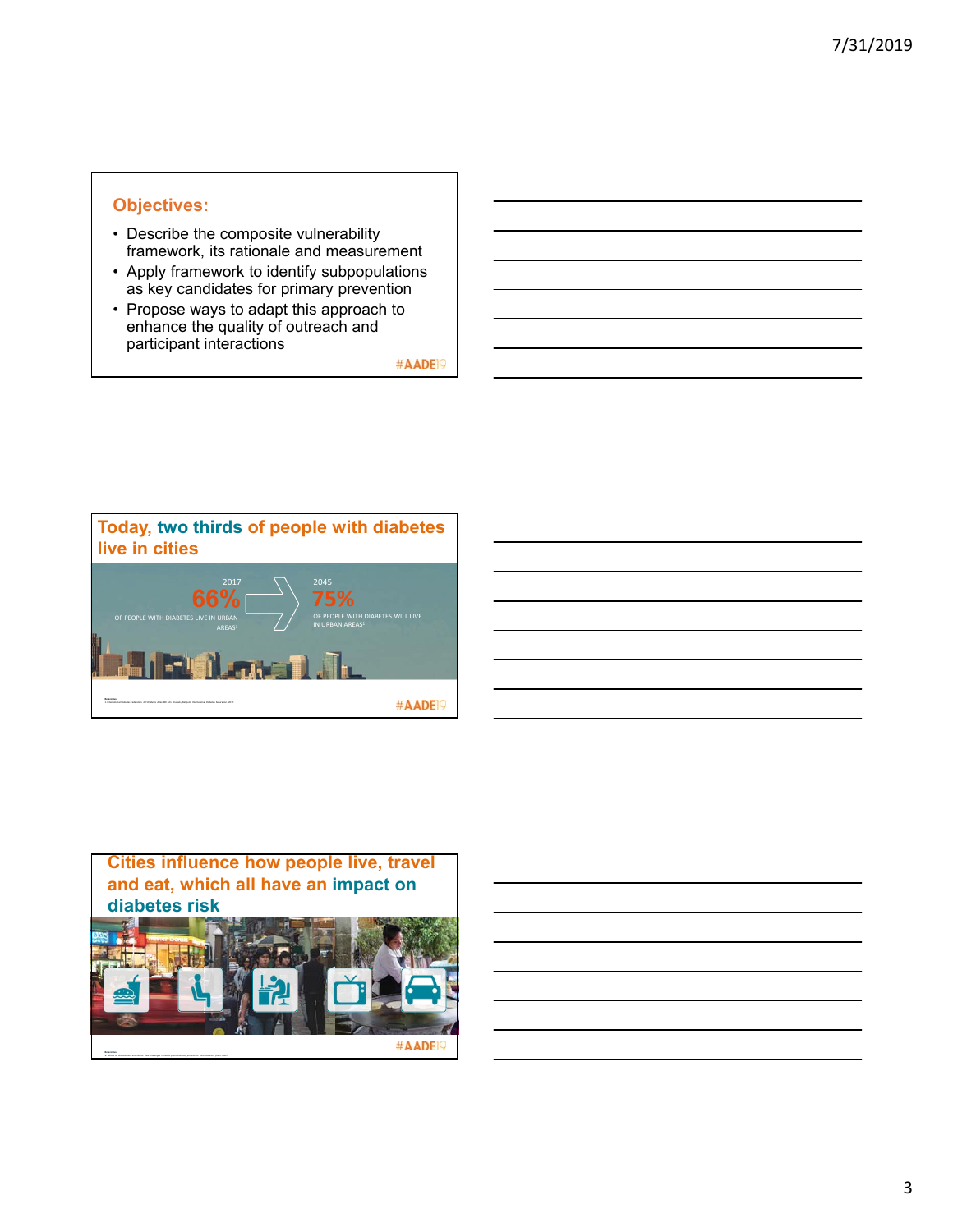## Objectives:

- Describe the composite vulnerability framework, its rationale and measurement
- Apply framework to identify subpopulations as key candidates for primary prevention
- Propose ways to adapt this approach to enhance the quality of outreach and participant interactions

#AADE19

## Today, two thirds of people with diabetes live in cities

2017

66%

OF PEOPLE WITH DIABETES LIVE IN URBAN AREAS[1]

2045

75%

OF PEOPLE WITH DIABETES WILL LIVE IN URBAN AREAS[1]

#AADE19

## Cities influence how people live, travel and eat, which all have an impact on diabetes risk

#AADE19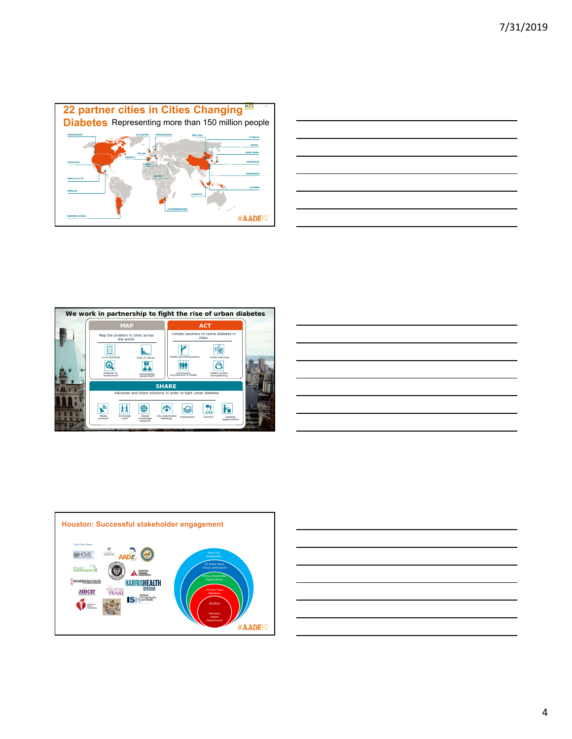## 22 partner cities in Cities Changing Diabetes Representing more than 150 million people

VANCOUVER, LEICESTER, COPENHAGEN, BEIJING, TIANJIN, SEOUL, KORIYAMA, MILAN, MADRID, ROME, SHANGHAI, HOUSTON, BEIRUT, HANGZHOU, MEXICO CITY, XIAMEN, MERIDA, JAKARTA, JOHANNESBURG, BUENOS AIRES

#AADE19

## We work in partnership to fight the rise of urban diabetes

**MAP**

Map the problem in cities across the world.

- Local factsheet
- Rule of Halves
- Diabetes Q-Assessment
- Vulnerability assessment

**ACT**

Initiate solutions to tackle diabetes in cities.

- Health promoting policy
- Urban planning
- Community involvement in health
- Health system strengthening

**SHARE**

Advocate and share solutions in order to fight urban diabetes

- Media outreach
- Exchange visits
- Global knowledge networks
- City stakeholder Meetings
- Publications
- Summit
- Speaker opportunities

## Houston: Successful stakeholder engagement

Our Core Team

- 400+ CCD stakeholders
- 92 Action Work Group participants
- 20 Key Stakeholder Organizations
- 14 Core Team Members
- Anchor (Houston Health Department)

#AADE19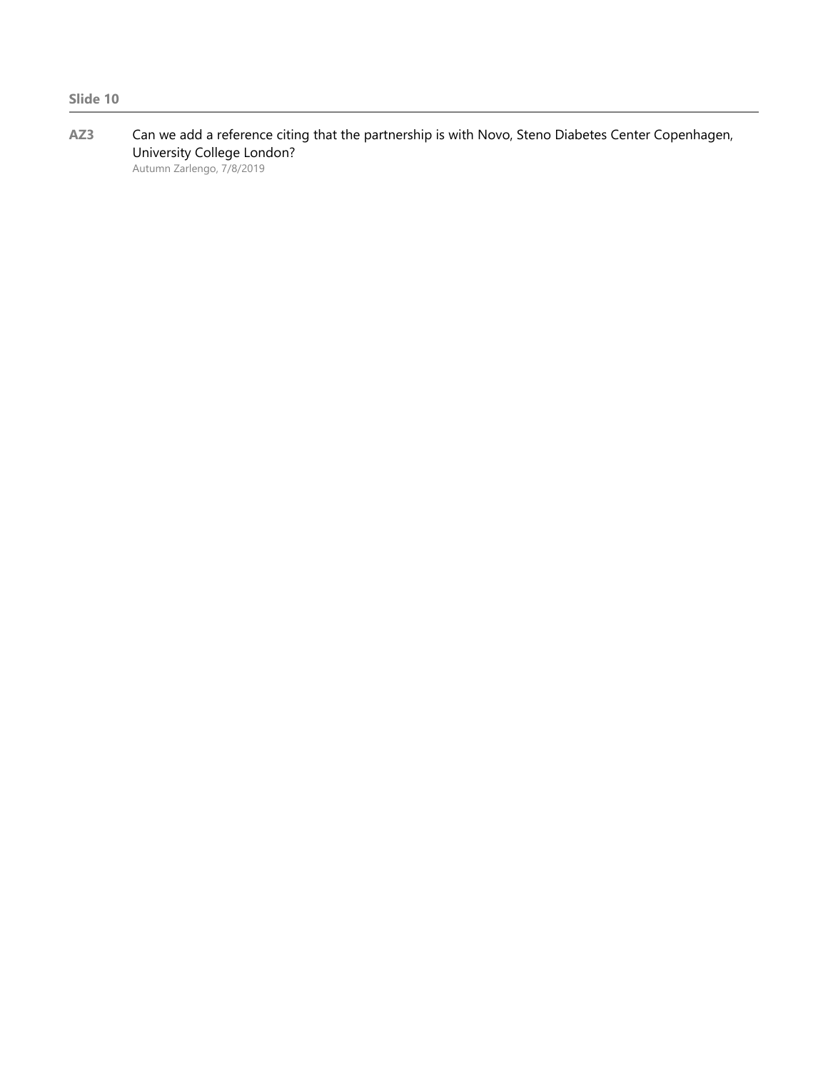**Slide 10**

---

**AZ3** Can we add a reference citing that the partnership is with Novo, Steno Diabetes Center Copenhagen, University College London?

Autumn Zarlengo, 7/8/2019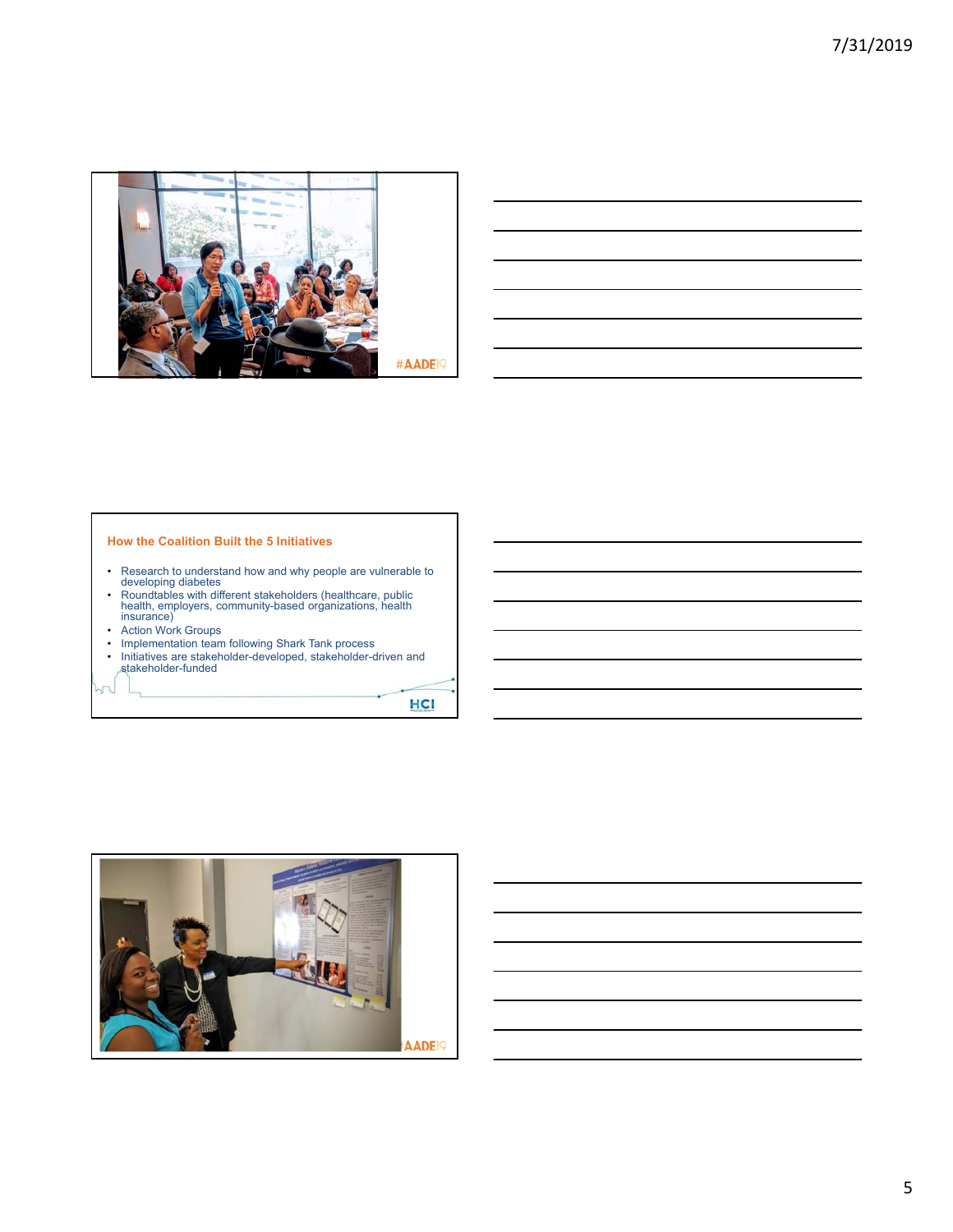## How the Coalition Built the 5 Initiatives

- Research to understand how and why people are vulnerable to developing diabetes
- Roundtables with different stakeholders (healthcare, public health, employers, community-based organizations, health insurance)
- Action Work Groups
- Implementation team following Shark Tank process
- Initiatives are stakeholder-developed, stakeholder-driven and stakeholder-funded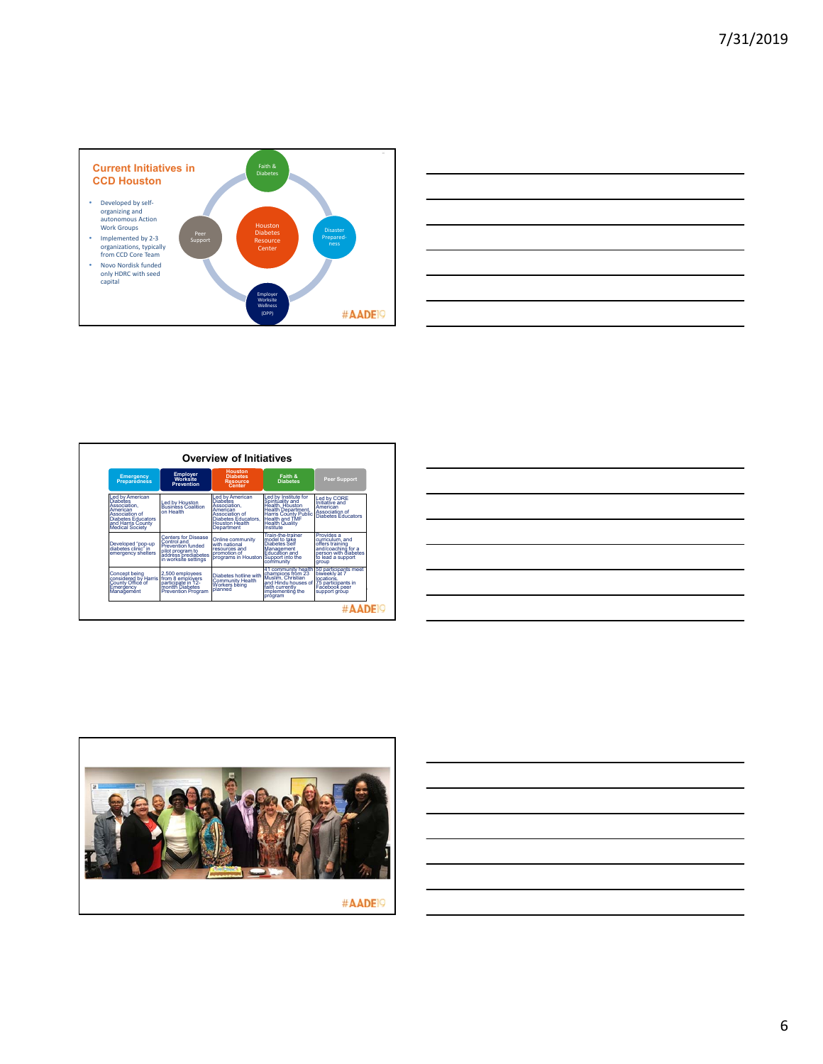## Current Initiatives in CCD Houston

- Developed by self-organizing and autonomous Action Work Groups
- Implemented by 2-3 organizations, typically from CCD Core Team
- Novo Nordisk funded only HDRC with seed capital

Faith & Diabetes

Disaster Prepared-ness

Employer Worksite Wellness (DPP)

Peer Support

Houston Diabetes Resource Center

#AADE19

## Overview of Initiatives

| Emergency Preparedness | Employer Worksite Prevention | Houston Diabetes Resource Center | Faith & Diabetes | Peer Support |
|---|---|---|---|---|
| Led by American Diabetes Association, American Association of Diabetes Educators and Harris County Medical Society | Led by Houston Business Coalition on Health | Led by American Diabetes Association, American Association of Diabetes Educators, Houston Health Department | Led by Institute for Spirituality and Health, Houston Health Department, Harris County Public Health and TMF Health Quality Institute | Led by CORE Initiative and American Association of Diabetes Educators |
| Developed "pop-up diabetes clinic" in emergency shelters | Centers for Disease Control and Prevention funded pilot program to address prediabetes in worksite settings | Online community with national resources and promotion of programs in Houston | Train-the-trainer model to take Diabetes Self Management Education and Support into the community | Provides a curriculum, and offers training and/coaching for a person with diabetes to lead a support group |
| Concept being considered by Harris County Office of Emergency Management | 2,500 employees from 8 employers participate in 12-month Diabetes Prevention Program | Diabetes hotline with Community Health Workers being planned | 41 community health champions from 23 Muslim, Christian and Hindu houses of faith currently implementing the program | 50 participants meet biweekly at 7 locations. 75 participants in Facebook peer support group |

#AADE19

#AADE19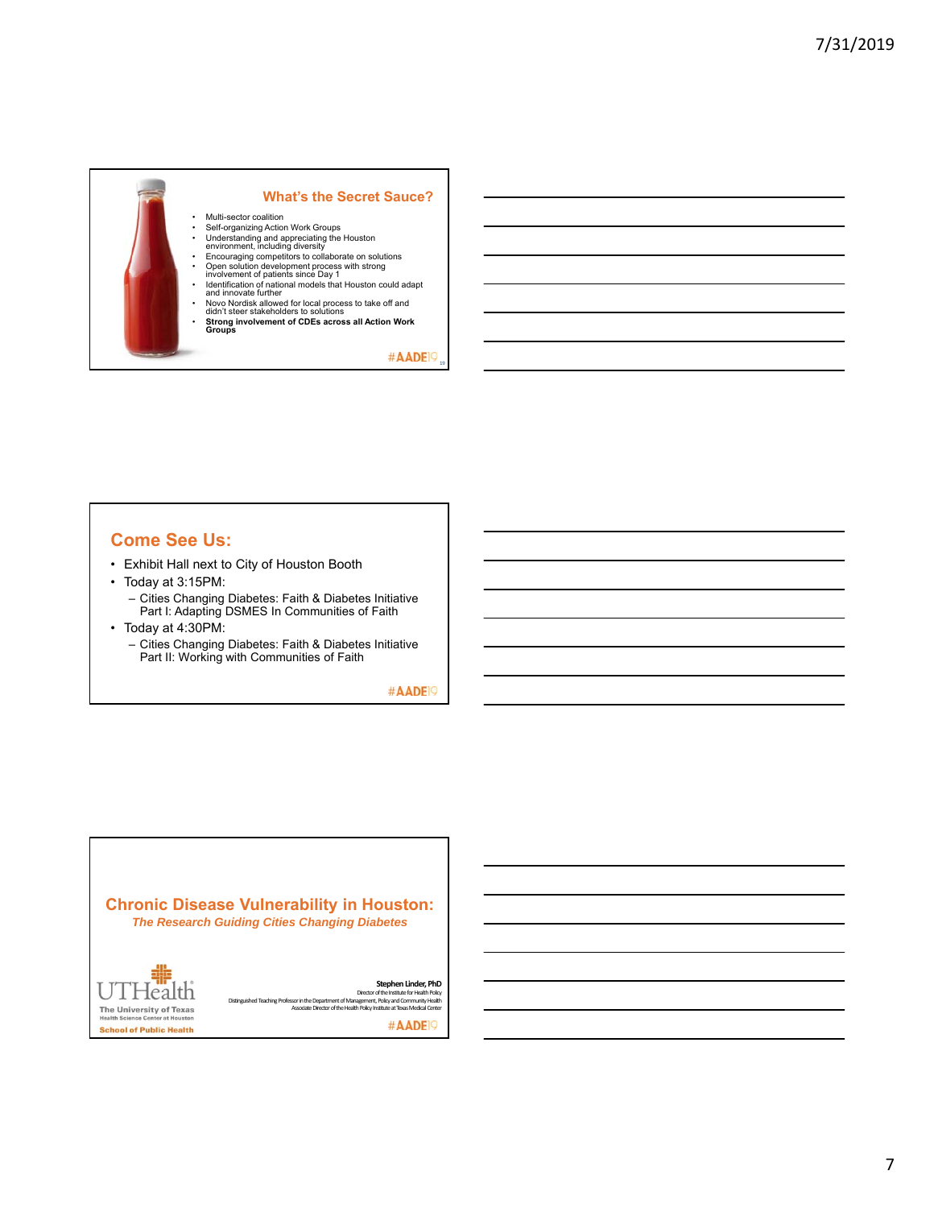## What's the Secret Sauce?

- Multi-sector coalition
- Self-organizing Action Work Groups
- Understanding and appreciating the Houston environment, including diversity
- Encouraging competitors to collaborate on solutions
- Open solution development process with strong involvement of patients since Day 1
- Identification of national models that Houston could adapt and innovate further
- Novo Nordisk allowed for local process to take off and didn't steer stakeholders to solutions
- **Strong involvement of CDEs across all Action Work Groups**

#AADE19

## Come See Us:

- Exhibit Hall next to City of Houston Booth
- Today at 3:15PM:
  - Cities Changing Diabetes: Faith & Diabetes Initiative Part I: Adapting DSMES In Communities of Faith
- Today at 4:30PM:
  - Cities Changing Diabetes: Faith & Diabetes Initiative Part II: Working with Communities of Faith

#AADE19

## Chronic Disease Vulnerability in Houston:

***The Research Guiding Cities Changing Diabetes***

UTHealth
The University of Texas
Health Science Center at Houston
School of Public Health

**Stephen Linder, PhD**
Director of the Institute for Health Policy
Distinguished Teaching Professor in the Department of Management, Policy and Community Health
Associate Director of the Health Policy Institute at Texas Medical Center

#AADE19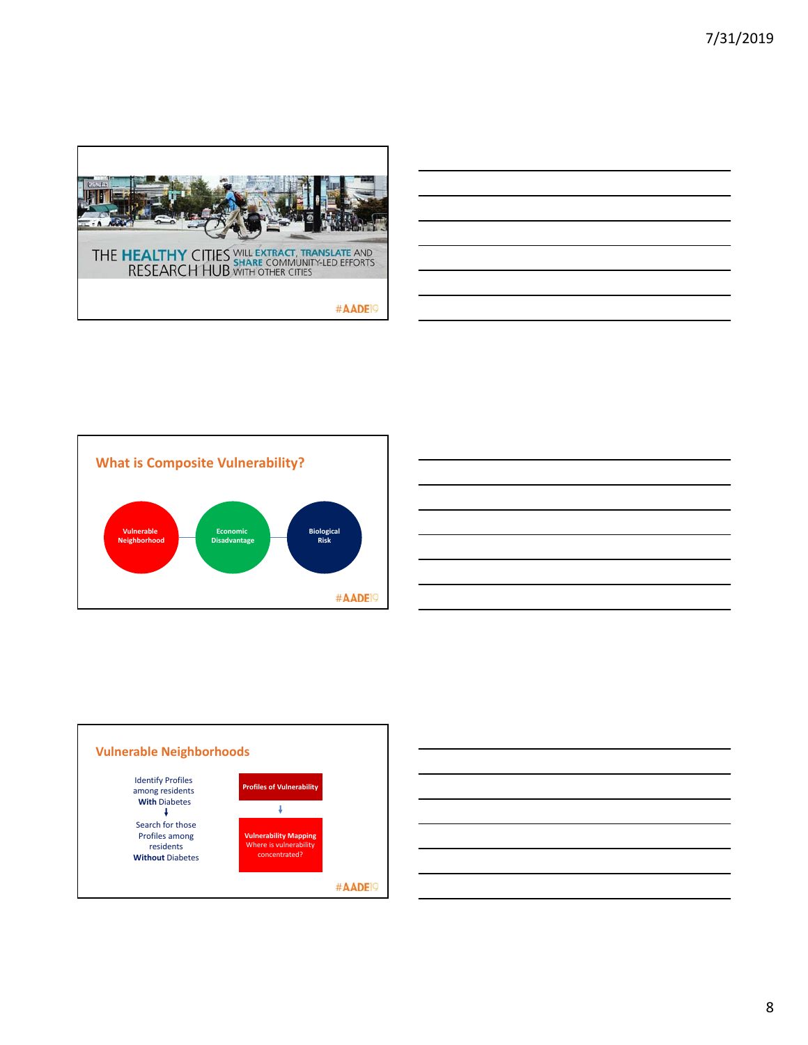THE HEALTHY CITIES RESEARCH HUB WILL EXTRACT, TRANSLATE AND SHARE COMMUNITY-LED EFFORTS WITH OTHER CITIES

#AADE19

## What is Composite Vulnerability?

Vulnerable Neighborhood — Economic Disadvantage — Biological Risk

#AADE19

## Vulnerable Neighborhoods

Identify Profiles among residents **With** Diabetes

↓

Search for those Profiles among residents **Without** Diabetes

**Profiles of Vulnerability**

↓

**Vulnerability Mapping**
Where is vulnerability concentrated?

#AADE19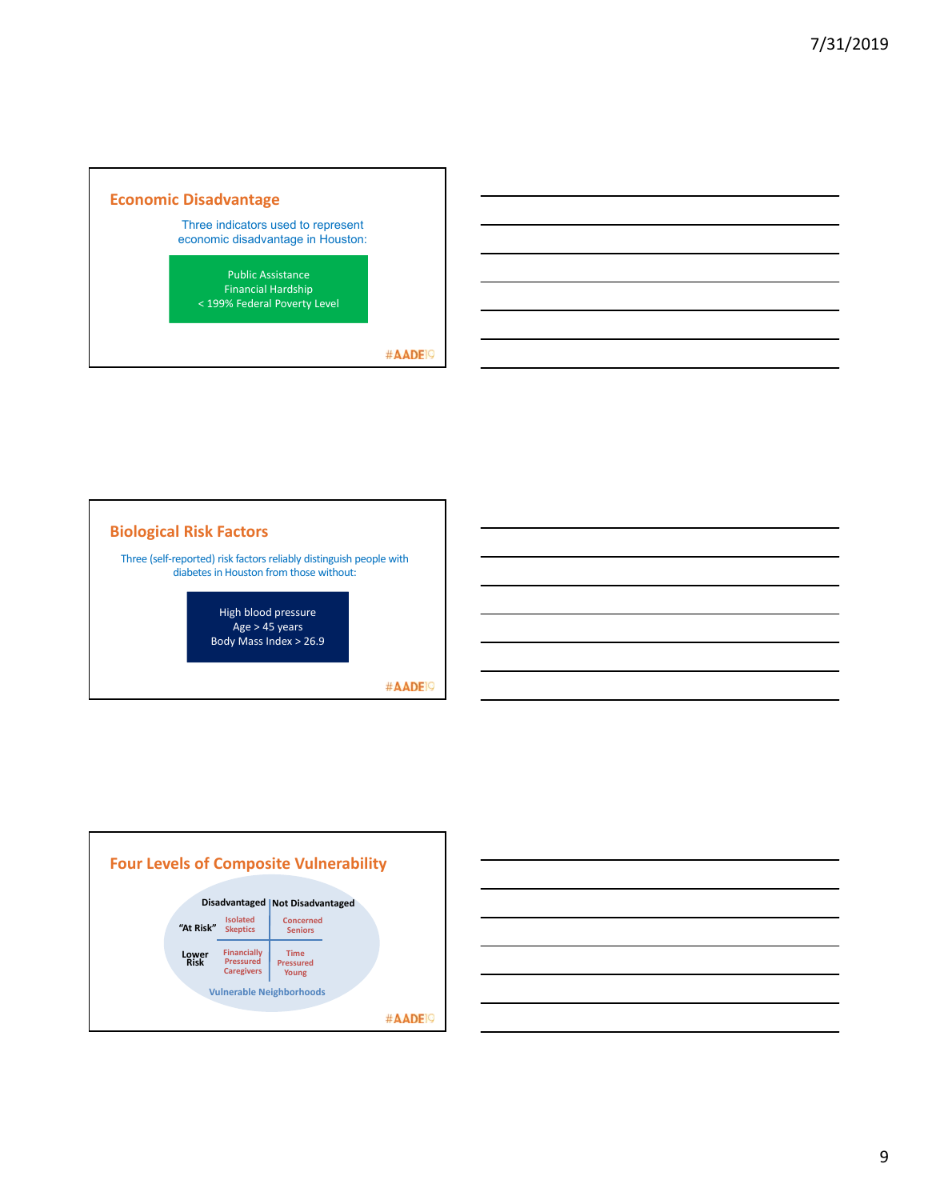## Economic Disadvantage

Three indicators used to represent economic disadvantage in Houston:

Public Assistance
Financial Hardship
< 199% Federal Poverty Level

#AADE19

## Biological Risk Factors

Three (self-reported) risk factors reliably distinguish people with diabetes in Houston from those without:

High blood pressure
Age > 45 years
Body Mass Index > 26.9

#AADE19

## Four Levels of Composite Vulnerability

| | Disadvantaged | Not Disadvantaged |
|---|---|---|
| "At Risk" | Isolated Skeptics | Concerned Seniors |
| Lower Risk | Financially Pressured Caregivers | Time Pressured Young |

Vulnerable Neighborhoods

#AADE19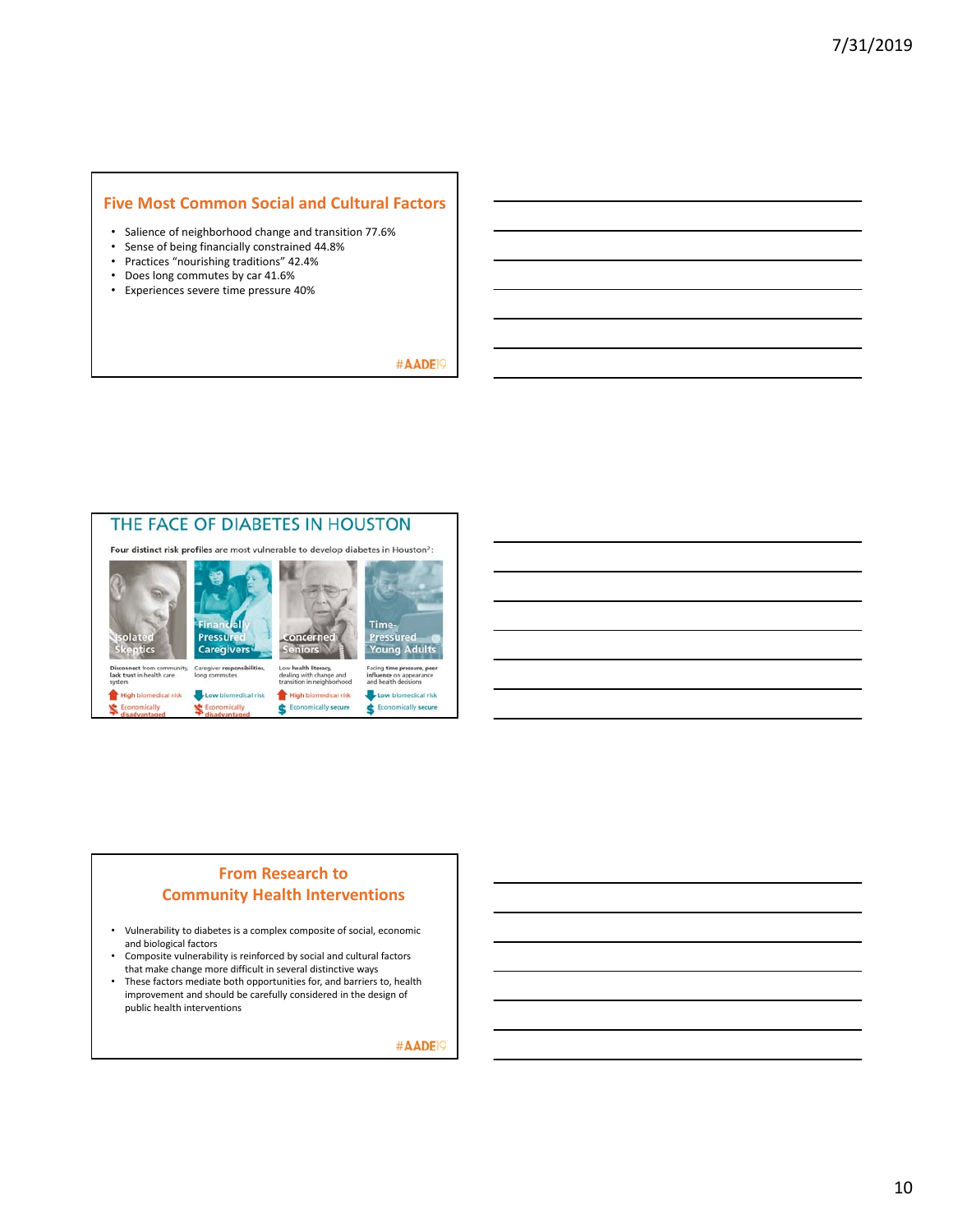## Five Most Common Social and Cultural Factors

- Salience of neighborhood change and transition 77.6%
- Sense of being financially constrained 44.8%
- Practices "nourishing traditions" 42.4%
- Does long commutes by car 41.6%
- Experiences severe time pressure 40%

#AADE19

## THE FACE OF DIABETES IN HOUSTON

Four distinct risk profiles are most vulnerable to develop diabetes in Houston[2]:

Isolated Skeptics
Disconnect from community, lack trust in health care system
High biomedical risk
Economically disadvantaged

Financially Pressured Caregivers
Caregiver responsibilities, long commutes
Low biomedical risk
Economically disadvantaged

Concerned Seniors
Low health literacy, dealing with change and transition in neighborhood
High biomedical risk
Economically secure

Time-Pressured Young Adults
Facing time pressure, peer influence on appearance and health decisions
Low biomedical risk
Economically secure

## From Research to Community Health Interventions

- Vulnerability to diabetes is a complex composite of social, economic and biological factors
- Composite vulnerability is reinforced by social and cultural factors that make change more difficult in several distinctive ways
- These factors mediate both opportunities for, and barriers to, health improvement and should be carefully considered in the design of public health interventions

#AADE19